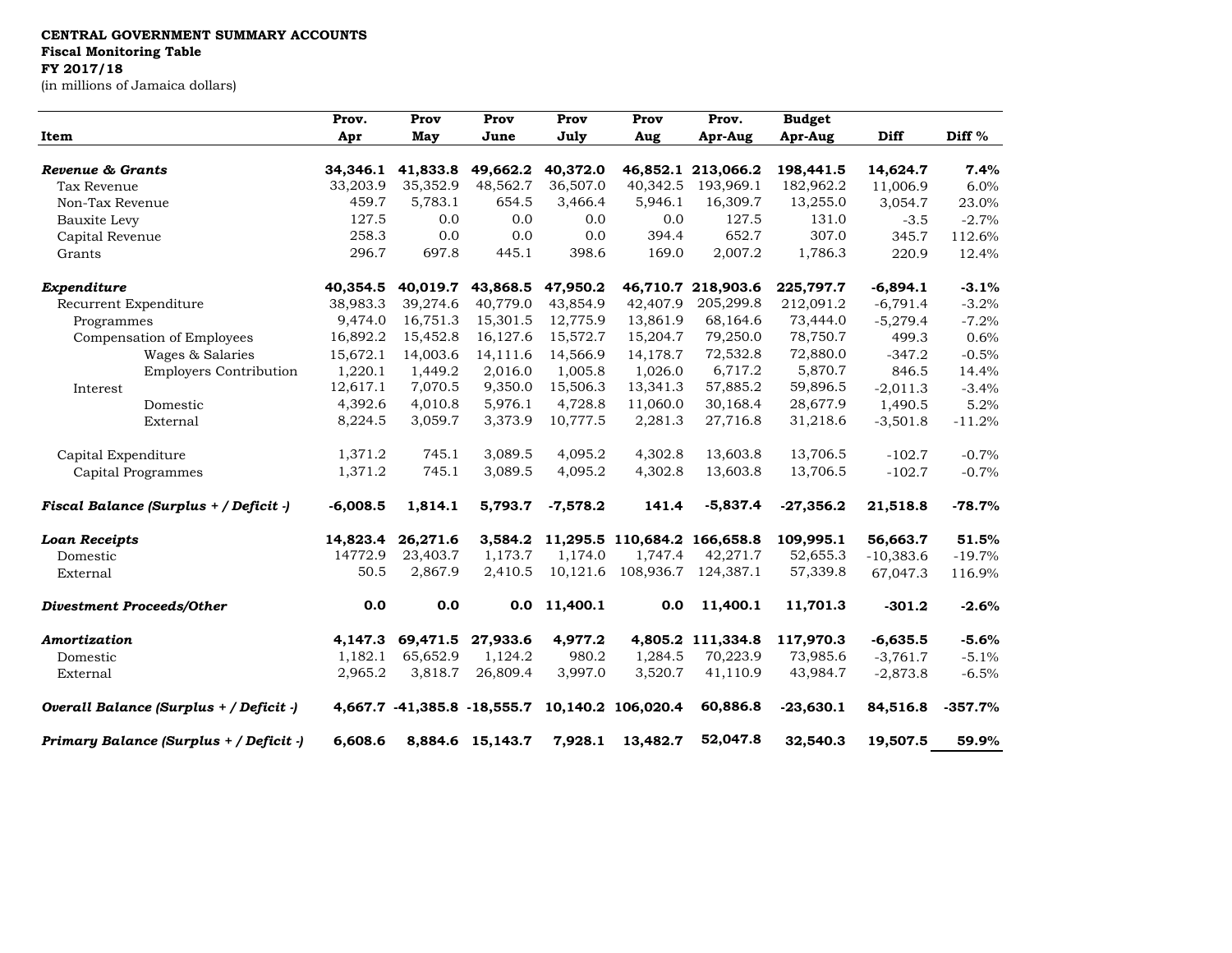**CENTRAL GOVERNMENT SUMMARY ACCOUNTS**
**Fiscal Monitoring Table**
**FY 2017/18**
(in millions of Jamaica dollars)

| Item | Prov. Apr | Prov May | Prov June | Prov July | Prov Aug | Prov. Apr-Aug | Budget Apr-Aug | Diff | Diff % |
|---|---|---|---|---|---|---|---|---|---|
| ***Revenue & Grants*** | **34,346.1** | **41,833.8** | **49,662.2** | **40,372.0** | **46,852.1** | **213,066.2** | **198,441.5** | **14,624.7** | **7.4%** |
| Tax Revenue | 33,203.9 | 35,352.9 | 48,562.7 | 36,507.0 | 40,342.5 | 193,969.1 | 182,962.2 | 11,006.9 | 6.0% |
| Non-Tax Revenue | 459.7 | 5,783.1 | 654.5 | 3,466.4 | 5,946.1 | 16,309.7 | 13,255.0 | 3,054.7 | 23.0% |
| Bauxite Levy | 127.5 | 0.0 | 0.0 | 0.0 | 0.0 | 127.5 | 131.0 | -3.5 | -2.7% |
| Capital Revenue | 258.3 | 0.0 | 0.0 | 0.0 | 394.4 | 652.7 | 307.0 | 345.7 | 112.6% |
| Grants | 296.7 | 697.8 | 445.1 | 398.6 | 169.0 | 2,007.2 | 1,786.3 | 220.9 | 12.4% |
| ***Expenditure*** | **40,354.5** | **40,019.7** | **43,868.5** | **47,950.2** | **46,710.7** | **218,903.6** | **225,797.7** | **-6,894.1** | **-3.1%** |
| Recurrent Expenditure | 38,983.3 | 39,274.6 | 40,779.0 | 43,854.9 | 42,407.9 | 205,299.8 | 212,091.2 | -6,791.4 | -3.2% |
| Programmes | 9,474.0 | 16,751.3 | 15,301.5 | 12,775.9 | 13,861.9 | 68,164.6 | 73,444.0 | -5,279.4 | -7.2% |
| Compensation of Employees | 16,892.2 | 15,452.8 | 16,127.6 | 15,572.7 | 15,204.7 | 79,250.0 | 78,750.7 | 499.3 | 0.6% |
| Wages & Salaries | 15,672.1 | 14,003.6 | 14,111.6 | 14,566.9 | 14,178.7 | 72,532.8 | 72,880.0 | -347.2 | -0.5% |
| Employers Contribution | 1,220.1 | 1,449.2 | 2,016.0 | 1,005.8 | 1,026.0 | 6,717.2 | 5,870.7 | 846.5 | 14.4% |
| Interest | 12,617.1 | 7,070.5 | 9,350.0 | 15,506.3 | 13,341.3 | 57,885.2 | 59,896.5 | -2,011.3 | -3.4% |
| Domestic | 4,392.6 | 4,010.8 | 5,976.1 | 4,728.8 | 11,060.0 | 30,168.4 | 28,677.9 | 1,490.5 | 5.2% |
| External | 8,224.5 | 3,059.7 | 3,373.9 | 10,777.5 | 2,281.3 | 27,716.8 | 31,218.6 | -3,501.8 | -11.2% |
| Capital Expenditure | 1,371.2 | 745.1 | 3,089.5 | 4,095.2 | 4,302.8 | 13,603.8 | 13,706.5 | -102.7 | -0.7% |
| Capital Programmes | 1,371.2 | 745.1 | 3,089.5 | 4,095.2 | 4,302.8 | 13,603.8 | 13,706.5 | -102.7 | -0.7% |
| ***Fiscal Balance (Surplus + / Deficit -)*** | **-6,008.5** | **1,814.1** | **5,793.7** | **-7,578.2** | **141.4** | **-5,837.4** | **-27,356.2** | **21,518.8** | **-78.7%** |
| ***Loan Receipts*** | **14,823.4** | **26,271.6** | **3,584.2** | **11,295.5** | **110,684.2** | **166,658.8** | **109,995.1** | **56,663.7** | **51.5%** |
| Domestic | 14772.9 | 23,403.7 | 1,173.7 | 1,174.0 | 1,747.4 | 42,271.7 | 52,655.3 | -10,383.6 | -19.7% |
| External | 50.5 | 2,867.9 | 2,410.5 | 10,121.6 | 108,936.7 | 124,387.1 | 57,339.8 | 67,047.3 | 116.9% |
| ***Divestment Proceeds/Other*** | **0.0** | **0.0** | **0.0** | **11,400.1** | **0.0** | **11,400.1** | **11,701.3** | **-301.2** | **-2.6%** |
| ***Amortization*** | **4,147.3** | **69,471.5** | **27,933.6** | **4,977.2** | **4,805.2** | **111,334.8** | **117,970.3** | **-6,635.5** | **-5.6%** |
| Domestic | 1,182.1 | 65,652.9 | 1,124.2 | 980.2 | 1,284.5 | 70,223.9 | 73,985.6 | -3,761.7 | -5.1% |
| External | 2,965.2 | 3,818.7 | 26,809.4 | 3,997.0 | 3,520.7 | 41,110.9 | 43,984.7 | -2,873.8 | -6.5% |
| ***Overall Balance (Surplus + / Deficit -)*** | **4,667.7** | **-41,385.8** | **-18,555.7** | **10,140.2** | **106,020.4** | **60,886.8** | **-23,630.1** | **84,516.8** | **-357.7%** |
| ***Primary Balance (Surplus + / Deficit -)*** | **6,608.6** | **8,884.6** | **15,143.7** | **7,928.1** | **13,482.7** | **52,047.8** | **32,540.3** | **19,507.5** | **59.9%** |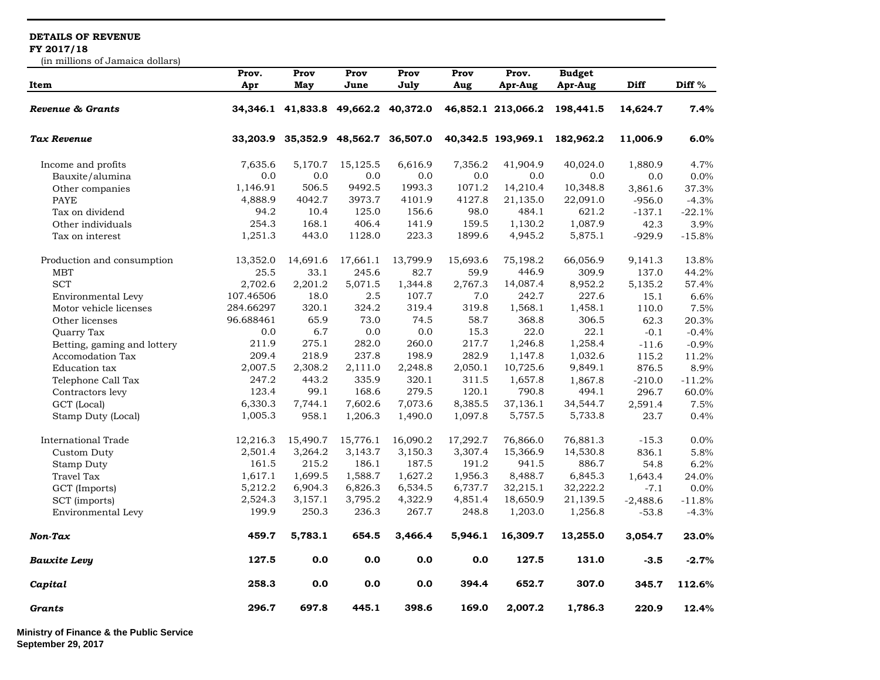**DETAILS OF REVENUE**
**FY 2017/18**
(in millions of Jamaica dollars)

| Item | Prov. Apr | Prov May | Prov June | Prov July | Prov Aug | Prov. Apr-Aug | Budget Apr-Aug | Diff | Diff % |
|---|---|---|---|---|---|---|---|---|---|
| ***Revenue & Grants*** | **34,346.1** | **41,833.8** | **49,662.2** | **40,372.0** | **46,852.1** | **213,066.2** | **198,441.5** | **14,624.7** | **7.4%** |
| ***Tax Revenue*** | **33,203.9** | **35,352.9** | **48,562.7** | **36,507.0** | **40,342.5** | **193,969.1** | **182,962.2** | **11,006.9** | **6.0%** |
| Income and profits | 7,635.6 | 5,170.7 | 15,125.5 | 6,616.9 | 7,356.2 | 41,904.9 | 40,024.0 | 1,880.9 | 4.7% |
| Bauxite/alumina | 0.0 | 0.0 | 0.0 | 0.0 | 0.0 | 0.0 | 0.0 | 0.0 | 0.0% |
| Other companies | 1,146.91 | 506.5 | 9492.5 | 1993.3 | 1071.2 | 14,210.4 | 10,348.8 | 3,861.6 | 37.3% |
| PAYE | 4,888.9 | 4042.7 | 3973.7 | 4101.9 | 4127.8 | 21,135.0 | 22,091.0 | -956.0 | -4.3% |
| Tax on dividend | 94.2 | 10.4 | 125.0 | 156.6 | 98.0 | 484.1 | 621.2 | -137.1 | -22.1% |
| Other individuals | 254.3 | 168.1 | 406.4 | 141.9 | 159.5 | 1,130.2 | 1,087.9 | 42.3 | 3.9% |
| Tax on interest | 1,251.3 | 443.0 | 1128.0 | 223.3 | 1899.6 | 4,945.2 | 5,875.1 | -929.9 | -15.8% |
| Production and consumption | 13,352.0 | 14,691.6 | 17,661.1 | 13,799.9 | 15,693.6 | 75,198.2 | 66,056.9 | 9,141.3 | 13.8% |
| MBT | 25.5 | 33.1 | 245.6 | 82.7 | 59.9 | 446.9 | 309.9 | 137.0 | 44.2% |
| SCT | 2,702.6 | 2,201.2 | 5,071.5 | 1,344.8 | 2,767.3 | 14,087.4 | 8,952.2 | 5,135.2 | 57.4% |
| Environmental Levy | 107.46506 | 18.0 | 2.5 | 107.7 | 7.0 | 242.7 | 227.6 | 15.1 | 6.6% |
| Motor vehicle licenses | 284.66297 | 320.1 | 324.2 | 319.4 | 319.8 | 1,568.1 | 1,458.1 | 110.0 | 7.5% |
| Other licenses | 96.688461 | 65.9 | 73.0 | 74.5 | 58.7 | 368.8 | 306.5 | 62.3 | 20.3% |
| Quarry Tax | 0.0 | 6.7 | 0.0 | 0.0 | 15.3 | 22.0 | 22.1 | -0.1 | -0.4% |
| Betting, gaming and lottery | 211.9 | 275.1 | 282.0 | 260.0 | 217.7 | 1,246.8 | 1,258.4 | -11.6 | -0.9% |
| Accomodation Tax | 209.4 | 218.9 | 237.8 | 198.9 | 282.9 | 1,147.8 | 1,032.6 | 115.2 | 11.2% |
| Education tax | 2,007.5 | 2,308.2 | 2,111.0 | 2,248.8 | 2,050.1 | 10,725.6 | 9,849.1 | 876.5 | 8.9% |
| Telephone Call Tax | 247.2 | 443.2 | 335.9 | 320.1 | 311.5 | 1,657.8 | 1,867.8 | -210.0 | -11.2% |
| Contractors levy | 123.4 | 99.1 | 168.6 | 279.5 | 120.1 | 790.8 | 494.1 | 296.7 | 60.0% |
| GCT (Local) | 6,330.3 | 7,744.1 | 7,602.6 | 7,073.6 | 8,385.5 | 37,136.1 | 34,544.7 | 2,591.4 | 7.5% |
| Stamp Duty (Local) | 1,005.3 | 958.1 | 1,206.3 | 1,490.0 | 1,097.8 | 5,757.5 | 5,733.8 | 23.7 | 0.4% |
| International Trade | 12,216.3 | 15,490.7 | 15,776.1 | 16,090.2 | 17,292.7 | 76,866.0 | 76,881.3 | -15.3 | 0.0% |
| Custom Duty | 2,501.4 | 3,264.2 | 3,143.7 | 3,150.3 | 3,307.4 | 15,366.9 | 14,530.8 | 836.1 | 5.8% |
| Stamp Duty | 161.5 | 215.2 | 186.1 | 187.5 | 191.2 | 941.5 | 886.7 | 54.8 | 6.2% |
| Travel Tax | 1,617.1 | 1,699.5 | 1,588.7 | 1,627.2 | 1,956.3 | 8,488.7 | 6,845.3 | 1,643.4 | 24.0% |
| GCT (Imports) | 5,212.2 | 6,904.3 | 6,826.3 | 6,534.5 | 6,737.7 | 32,215.1 | 32,222.2 | -7.1 | 0.0% |
| SCT (imports) | 2,524.3 | 3,157.1 | 3,795.2 | 4,322.9 | 4,851.4 | 18,650.9 | 21,139.5 | -2,488.6 | -11.8% |
| Environmental Levy | 199.9 | 250.3 | 236.3 | 267.7 | 248.8 | 1,203.0 | 1,256.8 | -53.8 | -4.3% |
| ***Non-Tax*** | **459.7** | **5,783.1** | **654.5** | **3,466.4** | **5,946.1** | **16,309.7** | **13,255.0** | **3,054.7** | **23.0%** |
| ***Bauxite Levy*** | **127.5** | **0.0** | **0.0** | **0.0** | **0.0** | **127.5** | **131.0** | **-3.5** | **-2.7%** |
| ***Capital*** | **258.3** | **0.0** | **0.0** | **0.0** | **394.4** | **652.7** | **307.0** | **345.7** | **112.6%** |
| ***Grants*** | **296.7** | **697.8** | **445.1** | **398.6** | **169.0** | **2,007.2** | **1,786.3** | **220.9** | **12.4%** |

**Ministry of Finance & the Public Service**
**September 29, 2017**